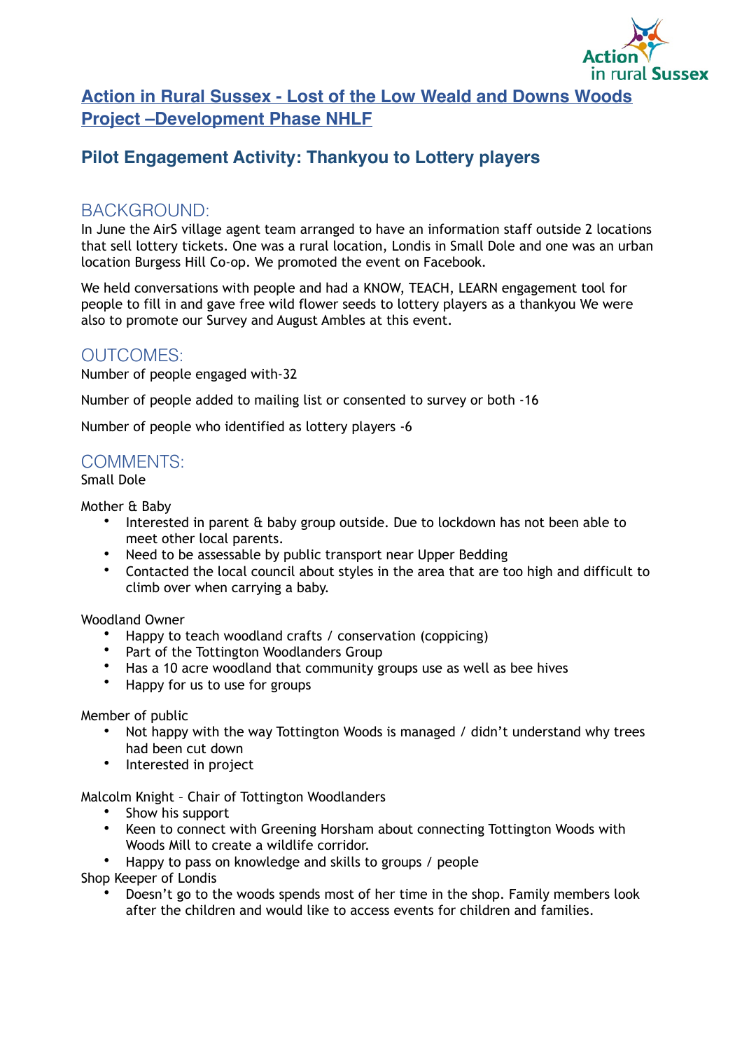# Action in Rural Sussex - Lost of the Low Weald and Downs Woods Project –Development Phase NHLF

## Pilot Engagement Activity: Thankyou to Lottery players

### BACKGROUND:

In June the AirS village agent team arranged to have an information staff outside 2 locations that sell lottery tickets. One was a rural location, Londis in Small Dole and one was an urban location Burgess Hill Co-op. We promoted the event on Facebook.

We held conversations with people and had a KNOW, TEACH, LEARN engagement tool for people to fill in and gave free wild flower seeds to lottery players as a thankyou We were also to promote our Survey and August Ambles at this event.

### OUTCOMES:

Number of people engaged with-32

Number of people added to mailing list or consented to survey or both -16

Number of people who identified as lottery players -6

### COMMENTS:

Small Dole

Mother & Baby

- Interested in parent & baby group outside. Due to lockdown has not been able to meet other local parents.
- Need to be assessable by public transport near Upper Bedding
- Contacted the local council about styles in the area that are too high and difficult to climb over when carrying a baby.

Woodland Owner

- Happy to teach woodland crafts / conservation (coppicing)
- Part of the Tottington Woodlanders Group
- Has a 10 acre woodland that community groups use as well as bee hives
- Happy for us to use for groups

Member of public

- Not happy with the way Tottington Woods is managed / didn't understand why trees had been cut down
- Interested in project

Malcolm Knight – Chair of Tottington Woodlanders

- Show his support
- Keen to connect with Greening Horsham about connecting Tottington Woods with Woods Mill to create a wildlife corridor.
- Happy to pass on knowledge and skills to groups / people

Shop Keeper of Londis

- Doesn't go to the woods spends most of her time in the shop. Family members look after the children and would like to access events for children and families.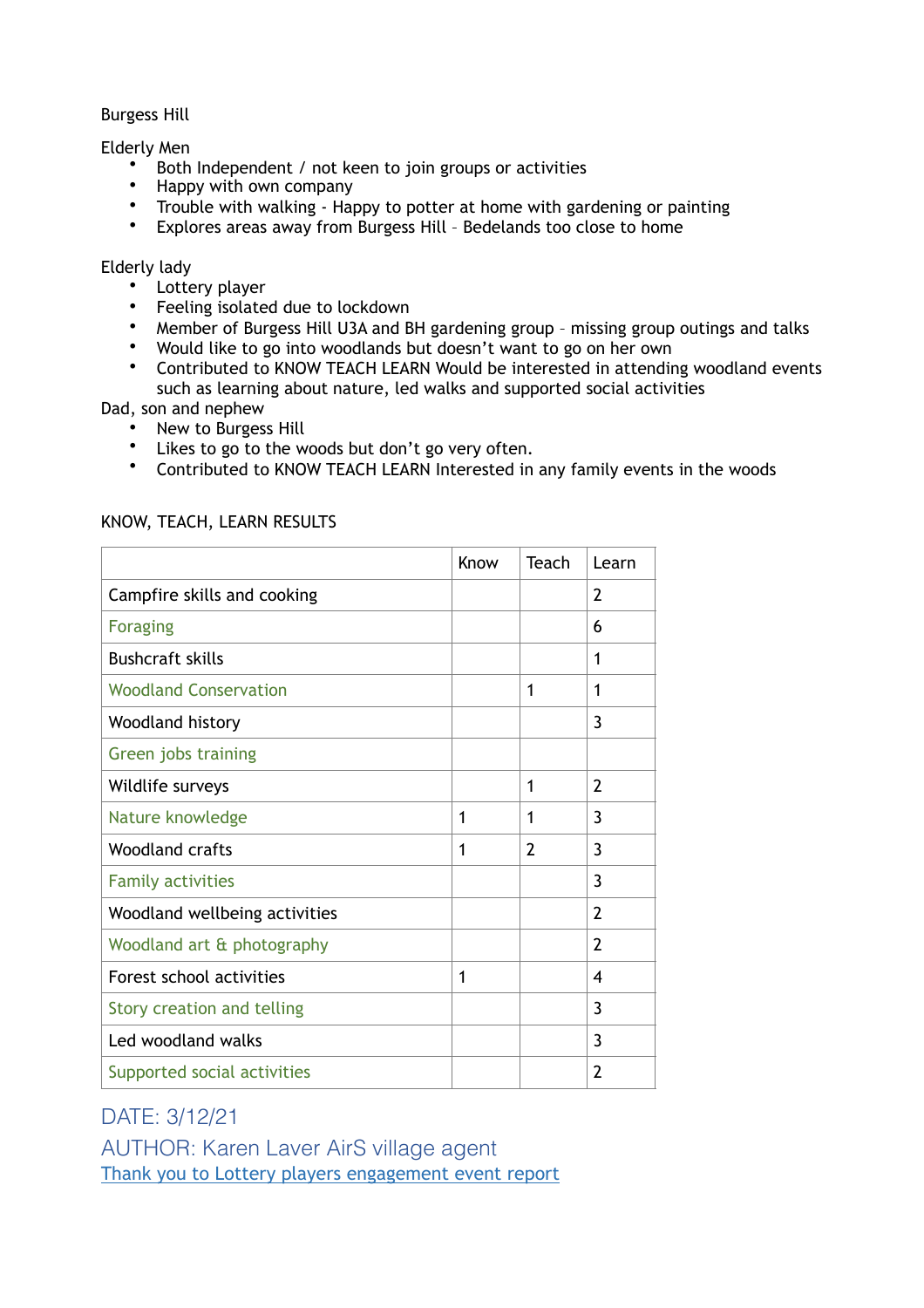Burgess Hill

Elderly Men

- Both Independent / not keen to join groups or activities
- Happy with own company
- Trouble with walking - Happy to potter at home with gardening or painting
- Explores areas away from Burgess Hill – Bedelands too close to home

Elderly lady

- Lottery player
- Feeling isolated due to lockdown
- Member of Burgess Hill U3A and BH gardening group – missing group outings and talks
- Would like to go into woodlands but doesn't want to go on her own
- Contributed to KNOW TEACH LEARN Would be interested in attending woodland events such as learning about nature, led walks and supported social activities

Dad, son and nephew

- New to Burgess Hill
- Likes to go to the woods but don't go very often.
- Contributed to KNOW TEACH LEARN Interested in any family events in the woods

KNOW, TEACH, LEARN RESULTS

| | Know | Teach | Learn |
|---|---|---|---|
| Campfire skills and cooking | | | 2 |
| Foraging | | | 6 |
| Bushcraft skills | | | 1 |
| Woodland Conservation | | 1 | 1 |
| Woodland history | | | 3 |
| Green jobs training | | | |
| Wildlife surveys | | 1 | 2 |
| Nature knowledge | 1 | 1 | 3 |
| Woodland crafts | 1 | 2 | 3 |
| Family activities | | | 3 |
| Woodland wellbeing activities | | | 2 |
| Woodland art & photography | | | 2 |
| Forest school activities | 1 | | 4 |
| Story creation and telling | | | 3 |
| Led woodland walks | | | 3 |
| Supported social activities | | | 2 |

DATE: 3/12/21

AUTHOR: Karen Laver AirS village agent

Thank you to Lottery players engagement event report